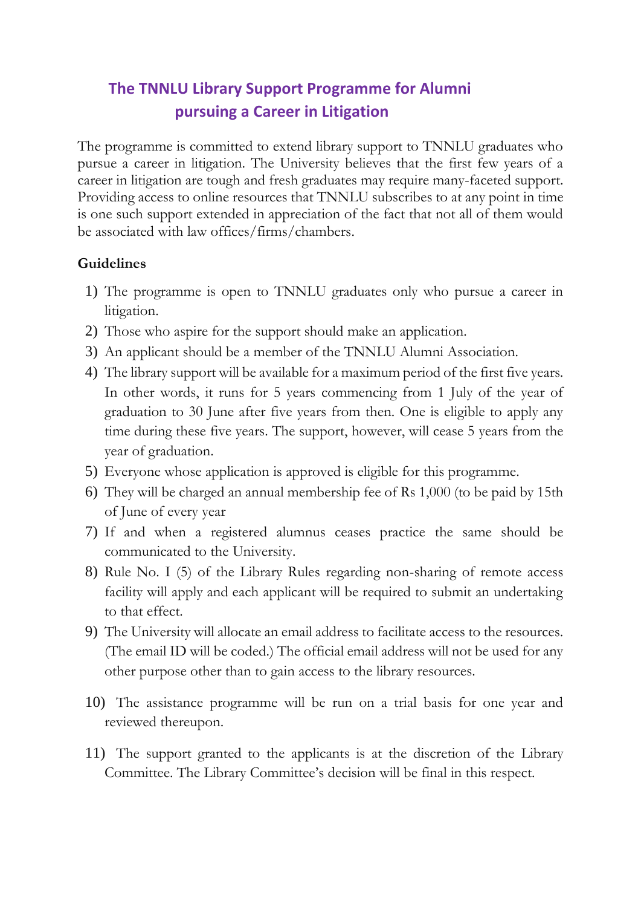# The TNNLU Library Support Programme for Alumni pursuing a Career in Litigation

The programme is committed to extend library support to TNNLU graduates who pursue a career in litigation. The University believes that the first few years of a career in litigation are tough and fresh graduates may require many-faceted support. Providing access to online resources that TNNLU subscribes to at any point in time is one such support extended in appreciation of the fact that not all of them would be associated with law offices/firms/chambers.

**Guidelines**

1) The programme is open to TNNLU graduates only who pursue a career in litigation.
2) Those who aspire for the support should make an application.
3) An applicant should be a member of the TNNLU Alumni Association.
4) The library support will be available for a maximum period of the first five years. In other words, it runs for 5 years commencing from 1 July of the year of graduation to 30 June after five years from then. One is eligible to apply any time during these five years. The support, however, will cease 5 years from the year of graduation.
5) Everyone whose application is approved is eligible for this programme.
6) They will be charged an annual membership fee of Rs 1,000 (to be paid by 15th of June of every year
7) If and when a registered alumnus ceases practice the same should be communicated to the University.
8) Rule No. I (5) of the Library Rules regarding non-sharing of remote access facility will apply and each applicant will be required to submit an undertaking to that effect.
9) The University will allocate an email address to facilitate access to the resources. (The email ID will be coded.) The official email address will not be used for any other purpose other than to gain access to the library resources.
10) The assistance programme will be run on a trial basis for one year and reviewed thereupon.
11) The support granted to the applicants is at the discretion of the Library Committee. The Library Committee's decision will be final in this respect.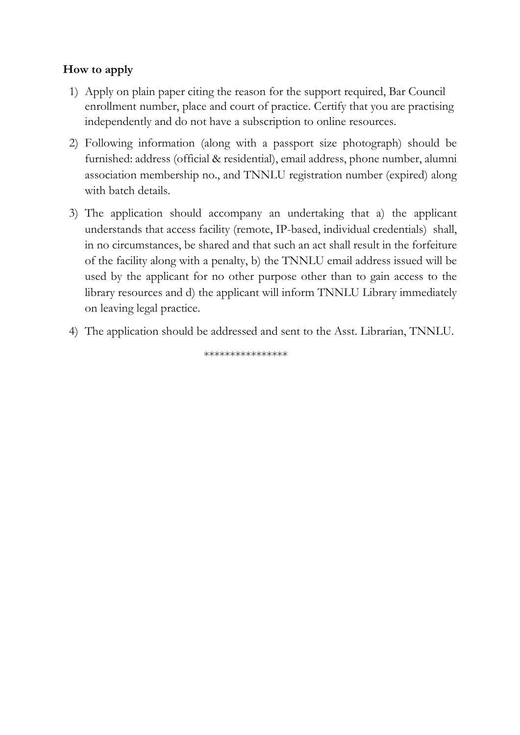**How to apply**

1) Apply on plain paper citing the reason for the support required, Bar Council enrollment number, place and court of practice. Certify that you are practising independently and do not have a subscription to online resources.

2) Following information (along with a passport size photograph) should be furnished: address (official & residential), email address, phone number, alumni association membership no., and TNNLU registration number (expired) along with batch details.

3) The application should accompany an undertaking that a) the applicant understands that access facility (remote, IP-based, individual credentials) shall, in no circumstances, be shared and that such an act shall result in the forfeiture of the facility along with a penalty, b) the TNNLU email address issued will be used by the applicant for no other purpose other than to gain access to the library resources and d) the applicant will inform TNNLU Library immediately on leaving legal practice.

4) The application should be addressed and sent to the Asst. Librarian, TNNLU.

***************